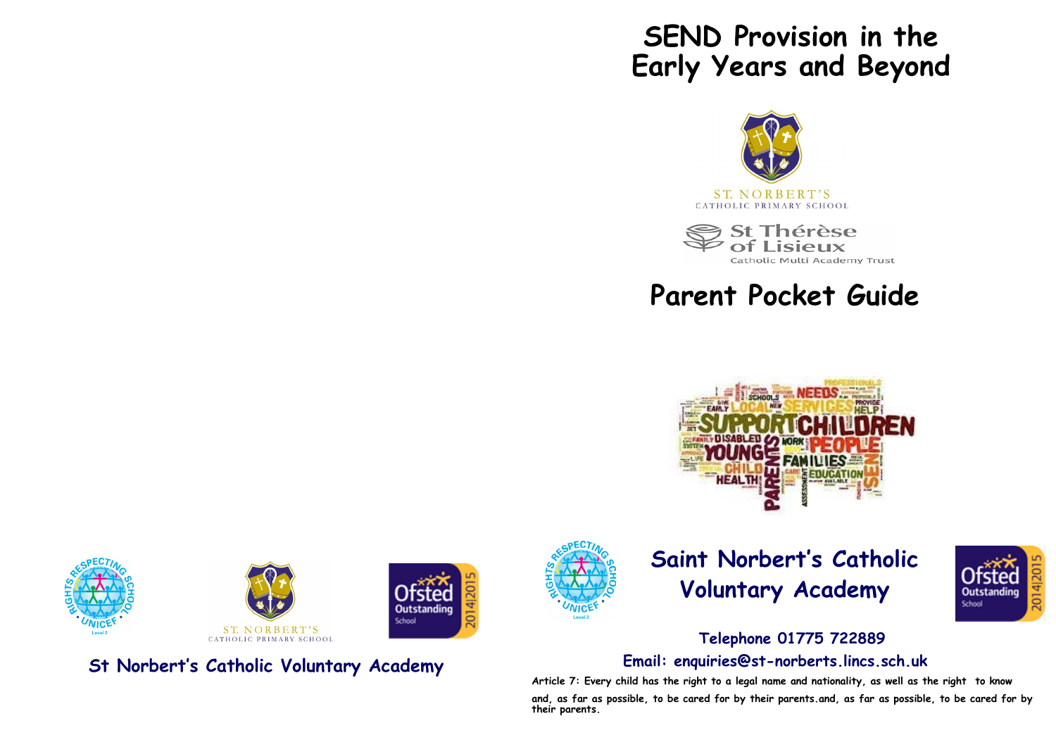St Norbert's Catholic Voluntary Academy

# SEND Provision in the Early Years and Beyond

ST. NORBERT'S
CATHOLIC PRIMARY SCHOOL

St Thérèse of Lisieux
Catholic Multi Academy Trust

## Parent Pocket Guide

## Saint Norbert's Catholic Voluntary Academy

**Telephone 01775 722889**

**Email: enquiries@st-norberts.lincs.sch.uk**

**Article 7: Every child has the right to a legal name and nationality, as well as the right to know and, as far as possible, to be cared for by their parents.and, as far as possible, to be cared for by their parents.**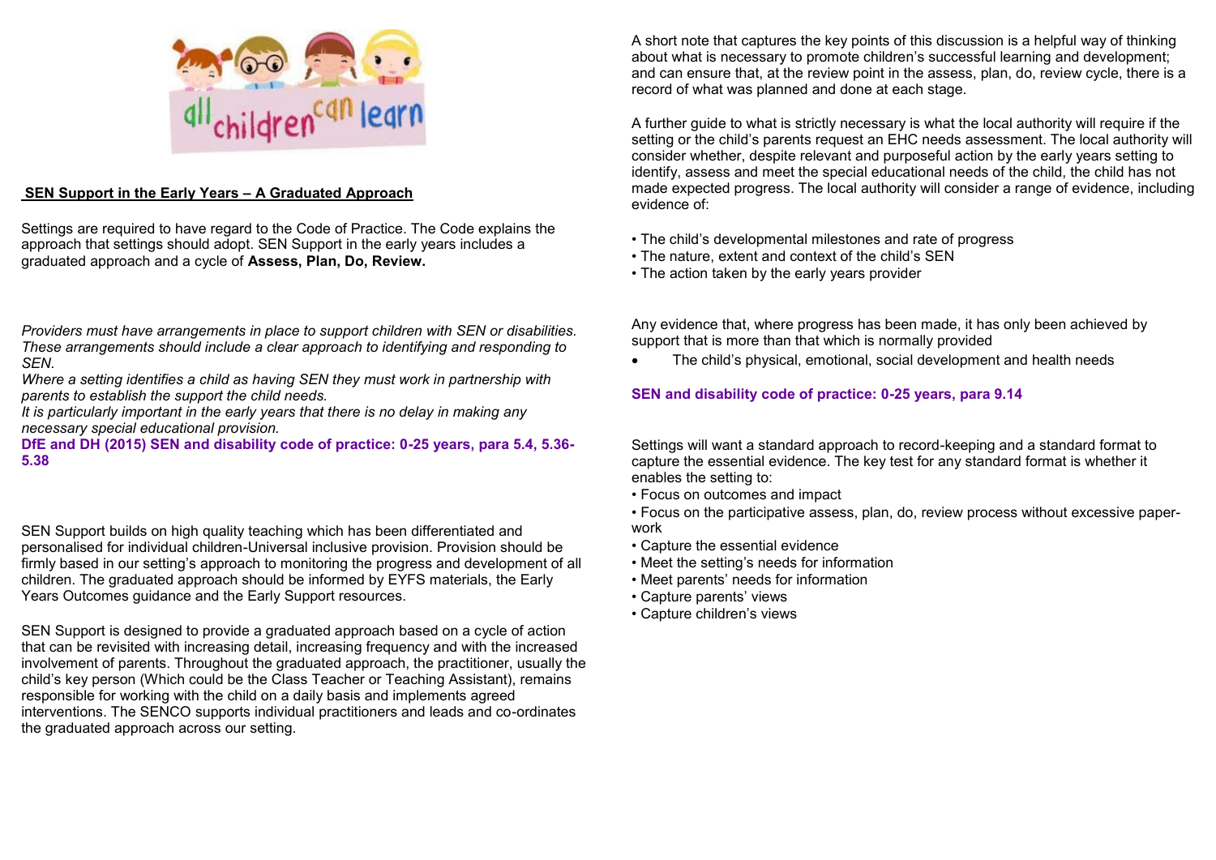## SEN Support in the Early Years – A Graduated Approach

Settings are required to have regard to the Code of Practice. The Code explains the approach that settings should adopt. SEN Support in the early years includes a graduated approach and a cycle of **Assess, Plan, Do, Review.**

*Providers must have arrangements in place to support children with SEN or disabilities. These arrangements should include a clear approach to identifying and responding to SEN.*
*Where a setting identifies a child as having SEN they must work in partnership with parents to establish the support the child needs.*
*It is particularly important in the early years that there is no delay in making any necessary special educational provision.*
**DfE and DH (2015) SEN and disability code of practice: 0-25 years, para 5.4, 5.36-5.38**

SEN Support builds on high quality teaching which has been differentiated and personalised for individual children-Universal inclusive provision. Provision should be firmly based in our setting's approach to monitoring the progress and development of all children. The graduated approach should be informed by EYFS materials, the Early Years Outcomes guidance and the Early Support resources.

SEN Support is designed to provide a graduated approach based on a cycle of action that can be revisited with increasing detail, increasing frequency and with the increased involvement of parents. Throughout the graduated approach, the practitioner, usually the child's key person (Which could be the Class Teacher or Teaching Assistant), remains responsible for working with the child on a daily basis and implements agreed interventions. The SENCO supports individual practitioners and leads and co-ordinates the graduated approach across our setting.

A short note that captures the key points of this discussion is a helpful way of thinking about what is necessary to promote children's successful learning and development; and can ensure that, at the review point in the assess, plan, do, review cycle, there is a record of what was planned and done at each stage.

A further guide to what is strictly necessary is what the local authority will require if the setting or the child's parents request an EHC needs assessment. The local authority will consider whether, despite relevant and purposeful action by the early years setting to identify, assess and meet the special educational needs of the child, the child has not made expected progress. The local authority will consider a range of evidence, including evidence of:

- The child's developmental milestones and rate of progress
- The nature, extent and context of the child's SEN
- The action taken by the early years provider

Any evidence that, where progress has been made, it has only been achieved by support that is more than that which is normally provided

- The child's physical, emotional, social development and health needs

**SEN and disability code of practice: 0-25 years, para 9.14**

Settings will want a standard approach to record-keeping and a standard format to capture the essential evidence. The key test for any standard format is whether it enables the setting to:

- Focus on outcomes and impact
- Focus on the participative assess, plan, do, review process without excessive paper-work
- Capture the essential evidence
- Meet the setting's needs for information
- Meet parents' needs for information
- Capture parents' views
- Capture children's views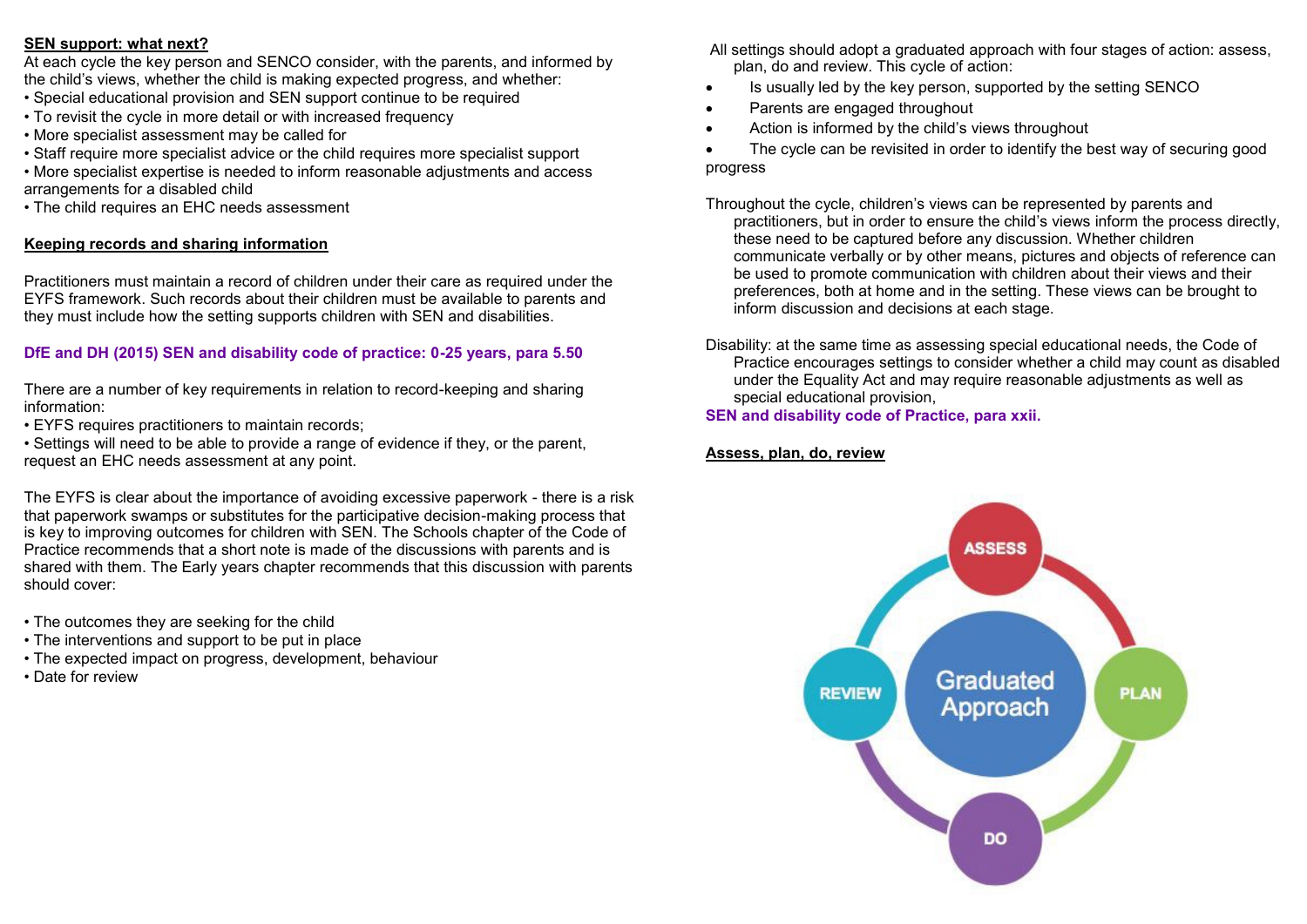**SEN support: what next?**

At each cycle the key person and SENCO consider, with the parents, and informed by the child's views, whether the child is making expected progress, and whether:

- Special educational provision and SEN support continue to be required
- To revisit the cycle in more detail or with increased frequency
- More specialist assessment may be called for
- Staff require more specialist advice or the child requires more specialist support
- More specialist expertise is needed to inform reasonable adjustments and access arrangements for a disabled child
- The child requires an EHC needs assessment

**Keeping records and sharing information**

Practitioners must maintain a record of children under their care as required under the EYFS framework. Such records about their children must be available to parents and they must include how the setting supports children with SEN and disabilities.

**DfE and DH (2015) SEN and disability code of practice: 0-25 years, para 5.50**

There are a number of key requirements in relation to record-keeping and sharing information:

- EYFS requires practitioners to maintain records;
- Settings will need to be able to provide a range of evidence if they, or the parent, request an EHC needs assessment at any point.

The EYFS is clear about the importance of avoiding excessive paperwork - there is a risk that paperwork swamps or substitutes for the participative decision-making process that is key to improving outcomes for children with SEN. The Schools chapter of the Code of Practice recommends that a short note is made of the discussions with parents and is shared with them. The Early years chapter recommends that this discussion with parents should cover:

- The outcomes they are seeking for the child
- The interventions and support to be put in place
- The expected impact on progress, development, behaviour
- Date for review

All settings should adopt a graduated approach with four stages of action: assess, plan, do and review. This cycle of action:

- Is usually led by the key person, supported by the setting SENCO
- Parents are engaged throughout
- Action is informed by the child's views throughout
- The cycle can be revisited in order to identify the best way of securing good progress

Throughout the cycle, children's views can be represented by parents and practitioners, but in order to ensure the child's views inform the process directly, these need to be captured before any discussion. Whether children communicate verbally or by other means, pictures and objects of reference can be used to promote communication with children about their views and their preferences, both at home and in the setting. These views can be brought to inform discussion and decisions at each stage.

Disability: at the same time as assessing special educational needs, the Code of Practice encourages settings to consider whether a child may count as disabled under the Equality Act and may require reasonable adjustments as well as special educational provision,

**SEN and disability code of Practice, para xxii.**

**Assess, plan, do, review**

Graduated Approach: ASSESS → PLAN → DO → REVIEW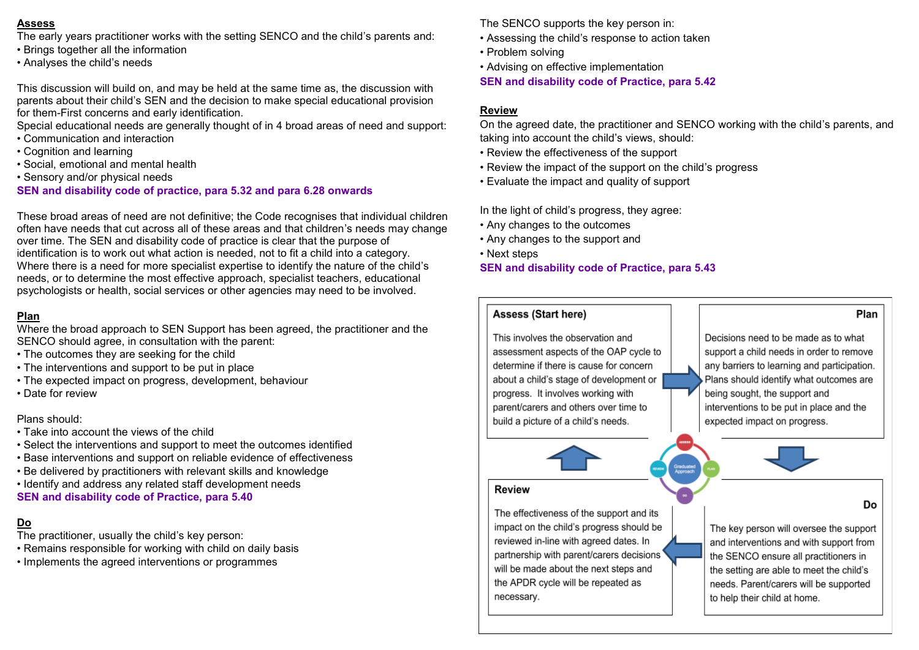## Assess

The early years practitioner works with the setting SENCO and the child's parents and:

- Brings together all the information
- Analyses the child's needs

This discussion will build on, and may be held at the same time as, the discussion with parents about their child's SEN and the decision to make special educational provision for them-First concerns and early identification.

Special educational needs are generally thought of in 4 broad areas of need and support:

- Communication and interaction
- Cognition and learning
- Social, emotional and mental health
- Sensory and/or physical needs

**SEN and disability code of practice, para 5.32 and para 6.28 onwards**

These broad areas of need are not definitive; the Code recognises that individual children often have needs that cut across all of these areas and that children's needs may change over time. The SEN and disability code of practice is clear that the purpose of identification is to work out what action is needed, not to fit a child into a category. Where there is a need for more specialist expertise to identify the nature of the child's needs, or to determine the most effective approach, specialist teachers, educational psychologists or health, social services or other agencies may need to be involved.

## Plan

Where the broad approach to SEN Support has been agreed, the practitioner and the SENCO should agree, in consultation with the parent:

- The outcomes they are seeking for the child
- The interventions and support to be put in place
- The expected impact on progress, development, behaviour
- Date for review

Plans should:

- Take into account the views of the child
- Select the interventions and support to meet the outcomes identified
- Base interventions and support on reliable evidence of effectiveness
- Be delivered by practitioners with relevant skills and knowledge
- Identify and address any related staff development needs

**SEN and disability code of Practice, para 5.40**

## Do

The practitioner, usually the child's key person:

- Remains responsible for working with child on daily basis
- Implements the agreed interventions or programmes

The SENCO supports the key person in:

- Assessing the child's response to action taken
- Problem solving
- Advising on effective implementation

**SEN and disability code of Practice, para 5.42**

## Review

On the agreed date, the practitioner and SENCO working with the child's parents, and taking into account the child's views, should:

- Review the effectiveness of the support
- Review the impact of the support on the child's progress
- Evaluate the impact and quality of support

In the light of child's progress, they agree:

- Any changes to the outcomes
- Any changes to the support and
- Next steps

**SEN and disability code of Practice, para 5.43**

**Assess (Start here)**

This involves the observation and assessment aspects of the OAP cycle to determine if there is cause for concern about a child's stage of development or progress. It involves working with parent/carers and others over time to build a picture of a child's needs.

**Plan**

Decisions need to be made as to what support a child needs in order to remove any barriers to learning and participation. Plans should identify what outcomes are being sought, the support and interventions to be put in place and the expected impact on progress.

ASSESS
PLAN
DO
REVIEW
Graduated Approach

**Review**

The effectiveness of the support and its impact on the child's progress should be reviewed in-line with agreed dates. In partnership with parent/carers decisions will be made about the next steps and the APDR cycle will be repeated as necessary.

**Do**

The key person will oversee the support and interventions and with support from the SENCO ensure all practitioners in the setting are able to meet the child's needs. Parent/carers will be supported to help their child at home.